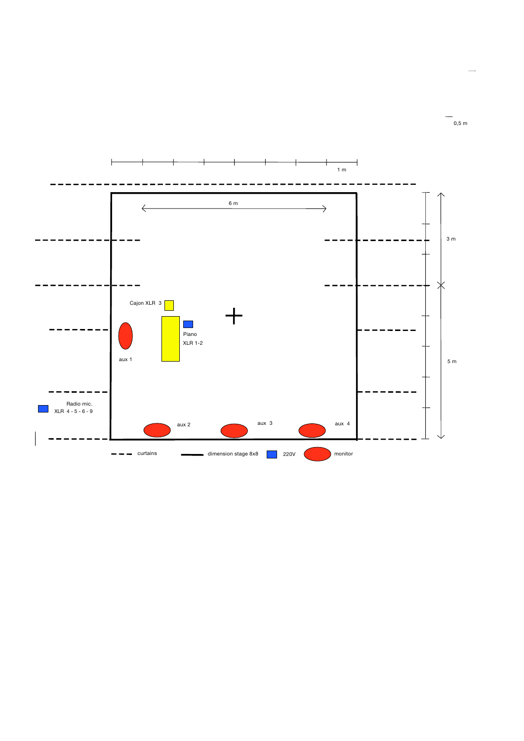0,5 m

1 m

6 m

3 m

5 m

Cajon XLR 3

Piano

XLR 1-2

aux 1

Radio mic.

XLR 4 - 5 - 6 - 9

aux 2

aux 3

aux 4

curtains

dimension stage 8x8

220V

monitor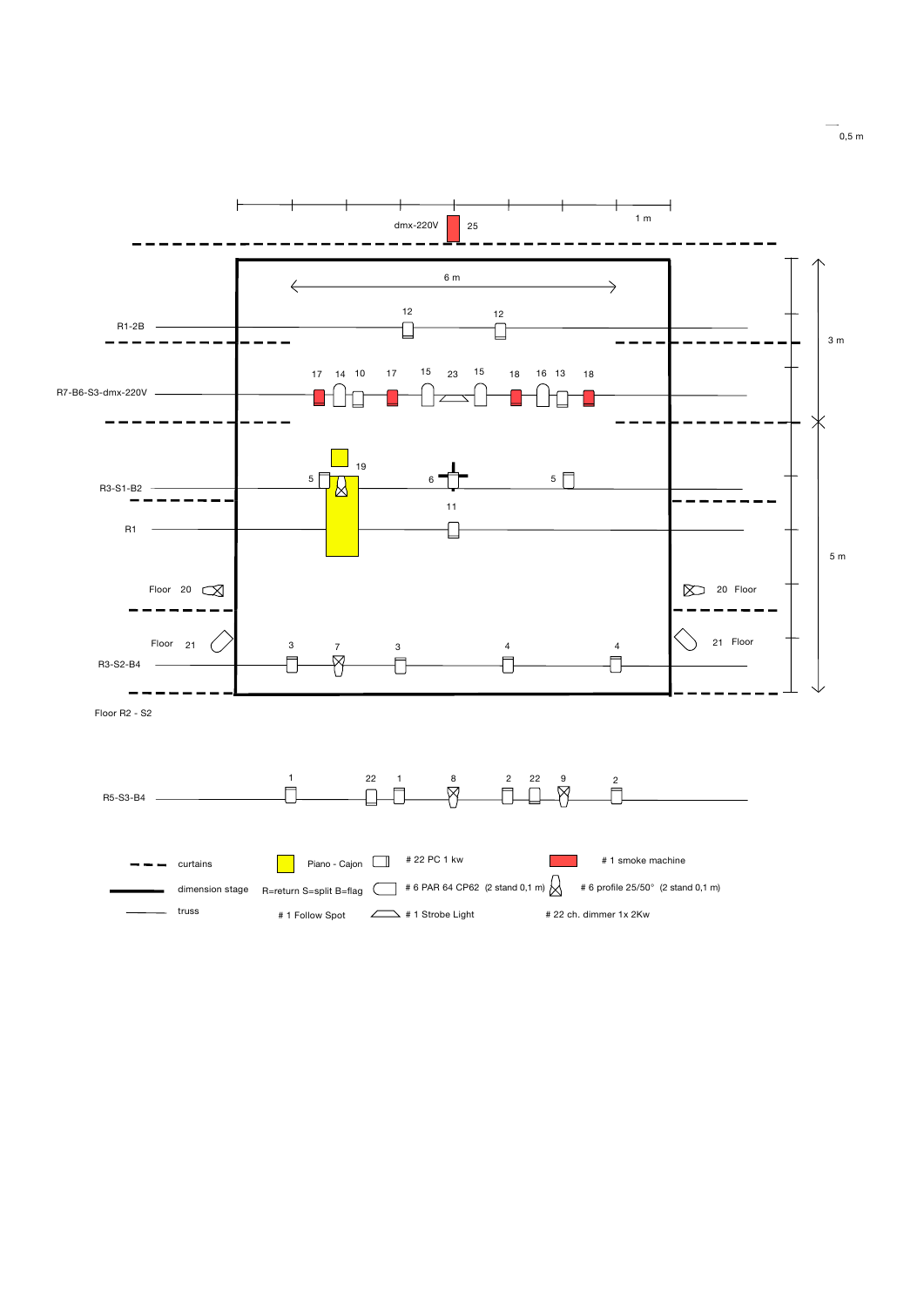0,5 m

1 m

dmx-220V 25

6 m

3 m

5 m

R1-2B — 12, 12

R7-B6-S3-dmx-220V — 17, 14, 10, 17, 15, 23, 15, 18, 16, 13, 18

R3-S1-B2 — 5, 19, 6, 5

R1 — 11

Floor 20 — 20 Floor

Floor 21 — 21 Floor

R3-S2-B4 — 3, 7, 3, 4, 4

Floor R2 - S2

R5-S3-B4 — 1, 22, 1, 8, 2, 22, 9, 2

| | | | |
|---|---|---|---|
| curtains | Piano - Cajon | # 22 PC 1 kw | # 1 smoke machine |
| dimension stage | R=return S=split B=flag | # 6 PAR 64 CP62 (2 stand 0,1 m) | # 6 profile 25/50° (2 stand 0,1 m) |
| truss | # 1 Follow Spot | # 1 Strobe Light | # 22 ch. dimmer 1x 2Kw |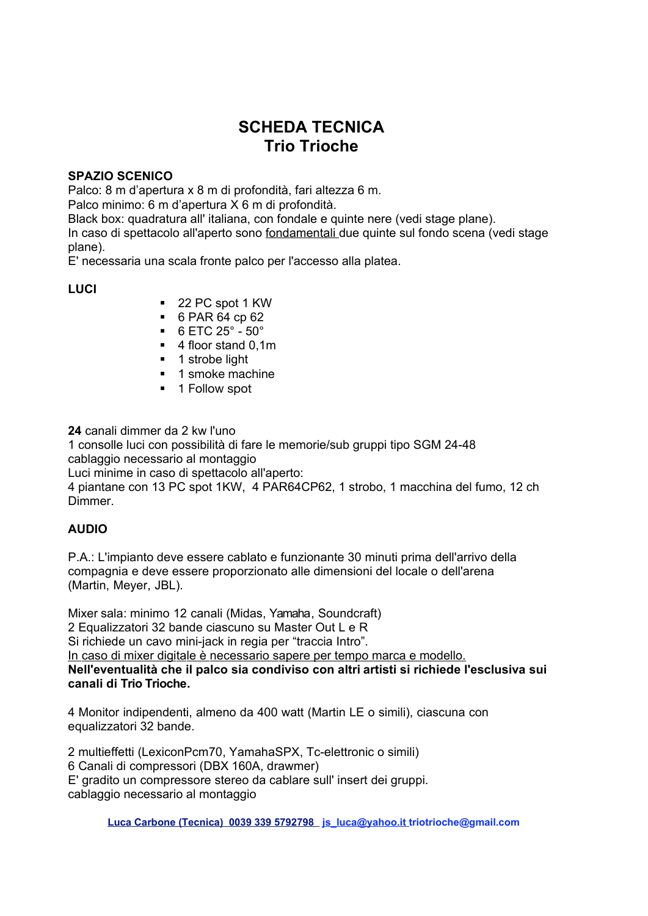# SCHEDA TECNICA
## Trio Trioche

**SPAZIO SCENICO**

Palco: 8 m d'apertura x 8 m di profondità, fari altezza 6 m.
Palco minimo: 6 m d'apertura X 6 m di profondità.
Black box: quadratura all' italiana, con fondale e quinte nere (vedi stage plane).
In caso di spettacolo all'aperto sono <u>fondamentali</u> due quinte sul fondo scena (vedi stage plane).
E' necessaria una scala fronte palco per l'accesso alla platea.

**LUCI**

- 22 PC spot 1 KW
- 6 PAR 64 cp 62
- 6 ETC 25° - 50°
- 4 floor stand 0,1m
- 1 strobe light
- 1 smoke machine
- 1 Follow spot

**24** canali dimmer da 2 kw l'uno
1 consolle luci con possibilità di fare le memorie/sub gruppi tipo SGM 24-48
cablaggio necessario al montaggio
Luci minime in caso di spettacolo all'aperto:
4 piantane con 13 PC spot 1KW, 4 PAR64CP62, 1 strobo, 1 macchina del fumo, 12 ch Dimmer.

**AUDIO**

P.A.: L'impianto deve essere cablato e funzionante 30 minuti prima dell'arrivo della compagnia e deve essere proporzionato alle dimensioni del locale o dell'arena (Martin, Meyer, JBL).

Mixer sala: minimo 12 canali (Midas, Yamaha, Soundcraft)
2 Equalizzatori 32 bande ciascuno su Master Out L e R
Si richiede un cavo mini-jack in regia per "traccia Intro".
<u>In caso di mixer digitale è necessario sapere per tempo marca e modello.</u>
**Nell'eventualità che il palco sia condiviso con altri artisti si richiede l'esclusiva sui canali di Trio Trioche.**

4 Monitor indipendenti, almeno da 400 watt (Martin LE o simili), ciascuna con equalizzatori 32 bande.

2 multieffetti (LexiconPcm70, YamahaSPX, Tc-elettronic o simili)
6 Canali di compressori (DBX 160A, drawmer)
E' gradito un compressore stereo da cablare sull' insert dei gruppi.
cablaggio necessario al montaggio

**Luca Carbone (Tecnica) 0039 339 5792798 js_luca@yahoo.it triotrioche@gmail.com**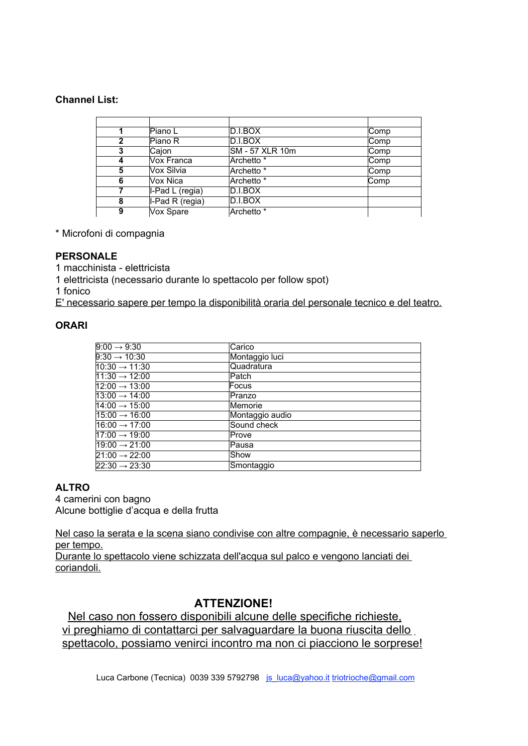**Channel List:**

| | | | |
|---|---|---|---|
| **1** | Piano L | D.I.BOX | Comp |
| **2** | Piano R | D.I.BOX | Comp |
| **3** | Cajon | SM - 57 XLR 10m | Comp |
| **4** | Vox Franca | Archetto * | Comp |
| **5** | Vox Silvia | Archetto * | Comp |
| **6** | Vox Nica | Archetto * | Comp |
| **7** | I-Pad L (regia) | D.I.BOX | |
| **8** | I-Pad R (regia) | D.I.BOX | |
| **9** | Vox Spare | Archetto * | |

\* Microfoni di compagnia

**PERSONALE**

1 macchinista - elettricista
1 elettricista (necessario durante lo spettacolo per follow spot)
1 fonico
<u>E' necessario sapere per tempo la disponibilità oraria del personale tecnico e del teatro.</u>

**ORARI**

| | |
|---|---|
| 9:00 → 9:30 | Carico |
| 9:30 → 10:30 | Montaggio luci |
| 10:30 → 11:30 | Quadratura |
| 11:30 → 12:00 | Patch |
| 12:00 → 13:00 | Focus |
| 13:00 → 14:00 | Pranzo |
| 14:00 → 15:00 | Memorie |
| 15:00 → 16:00 | Montaggio audio |
| 16:00 → 17:00 | Sound check |
| 17:00 → 19:00 | Prove |
| 19:00 → 21:00 | Pausa |
| 21:00 → 22:00 | Show |
| 22:30 → 23:30 | Smontaggio |

**ALTRO**

4 camerini con bagno
Alcune bottiglie d'acqua e della frutta

<u>Nel caso la serata e la scena siano condivise con altre compagnie, è necessario saperlo per tempo.</u>
<u>Durante lo spettacolo viene schizzata dell'acqua sul palco e vengono lanciati dei coriandoli.</u>

## ATTENZIONE!

<u>Nel caso non fossero disponibili alcune delle specifiche richieste, vi preghiamo di contattarci per salvaguardare la buona riuscita dello spettacolo, possiamo venirci incontro ma non ci piacciono le sorprese!</u>

Luca Carbone (Tecnica) 0039 339 5792798 js_luca@yahoo.it triotrioche@gmail.com